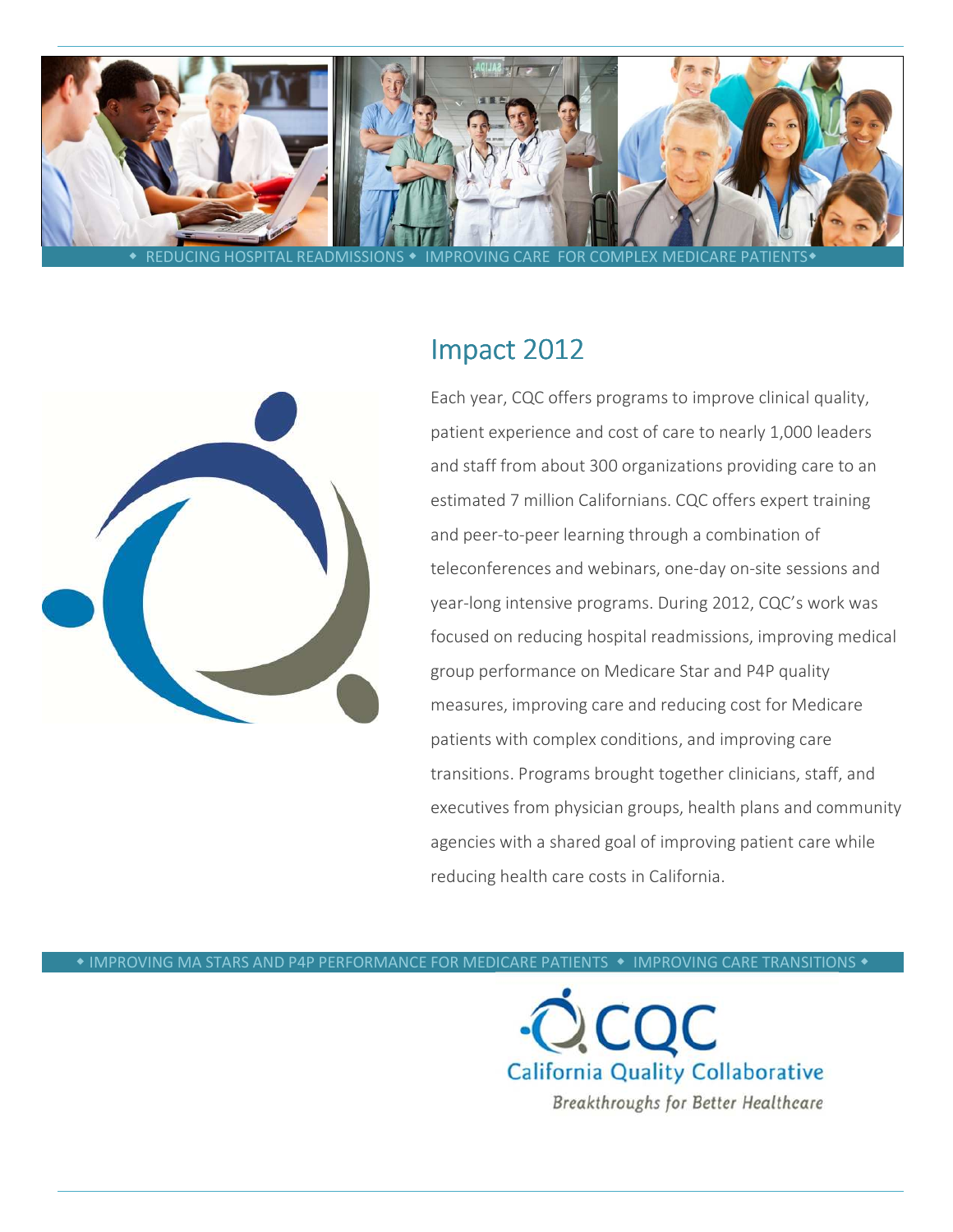◆ REDUCING HOSPITAL READMISSIONS ◆ IMPROVING CARE FOR COMPLEX MEDICARE PATIENTS ◆

# Impact 2012

Each year, CQC offers programs to improve clinical quality, patient experience and cost of care to nearly 1,000 leaders and staff from about 300 organizations providing care to an estimated 7 million Californians. CQC offers expert training and peer-to-peer learning through a combination of teleconferences and webinars, one-day on-site sessions and year-long intensive programs. During 2012, CQC's work was focused on reducing hospital readmissions, improving medical group performance on Medicare Star and P4P quality measures, improving care and reducing cost for Medicare patients with complex conditions, and improving care transitions. Programs brought together clinicians, staff, and executives from physician groups, health plans and community agencies with a shared goal of improving patient care while reducing health care costs in California.

◆ IMPROVING MA STARS AND P4P PERFORMANCE FOR MEDICARE PATIENTS ◆ IMPROVING CARE TRANSITIONS ◆

CQC
California Quality Collaborative
*Breakthroughs for Better Healthcare*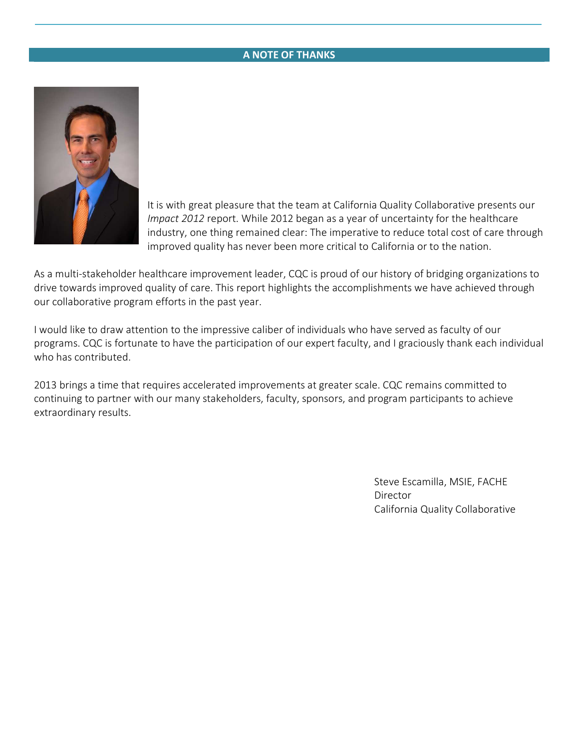## A NOTE OF THANKS

It is with great pleasure that the team at California Quality Collaborative presents our *Impact 2012* report. While 2012 began as a year of uncertainty for the healthcare industry, one thing remained clear: The imperative to reduce total cost of care through improved quality has never been more critical to California or to the nation.

As a multi-stakeholder healthcare improvement leader, CQC is proud of our history of bridging organizations to drive towards improved quality of care. This report highlights the accomplishments we have achieved through our collaborative program efforts in the past year.

I would like to draw attention to the impressive caliber of individuals who have served as faculty of our programs. CQC is fortunate to have the participation of our expert faculty, and I graciously thank each individual who has contributed.

2013 brings a time that requires accelerated improvements at greater scale. CQC remains committed to continuing to partner with our many stakeholders, faculty, sponsors, and program participants to achieve extraordinary results.

Steve Escamilla, MSIE, FACHE
Director
California Quality Collaborative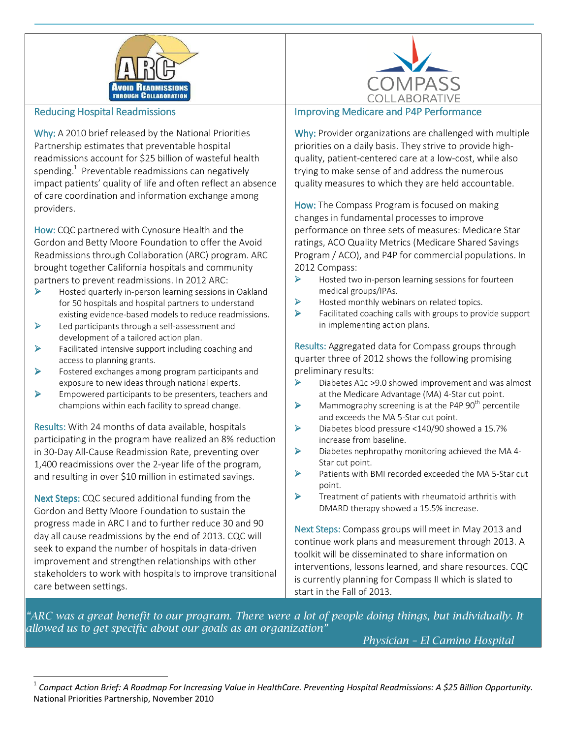## ARC – Avoid Readmissions Through Collaboration

### Reducing Hospital Readmissions

**Why:** A 2010 brief released by the National Priorities Partnership estimates that preventable hospital readmissions account for $25 billion of wasteful health spending.[1] Preventable readmissions can negatively impact patients' quality of life and often reflect an absence of care coordination and information exchange among providers.

**How:** CQC partnered with Cynosure Health and the Gordon and Betty Moore Foundation to offer the Avoid Readmissions through Collaboration (ARC) program. ARC brought together California hospitals and community partners to prevent readmissions. In 2012 ARC:

- Hosted quarterly in-person learning sessions in Oakland for 50 hospitals and hospital partners to understand existing evidence-based models to reduce readmissions.
- Led participants through a self-assessment and development of a tailored action plan.
- Facilitated intensive support including coaching and access to planning grants.
- Fostered exchanges among program participants and exposure to new ideas through national experts.
- Empowered participants to be presenters, teachers and champions within each facility to spread change.

**Results:** With 24 months of data available, hospitals participating in the program have realized an 8% reduction in 30-Day All-Cause Readmission Rate, preventing over 1,400 readmissions over the 2-year life of the program, and resulting in over $10 million in estimated savings.

**Next Steps:** CQC secured additional funding from the Gordon and Betty Moore Foundation to sustain the progress made in ARC I and to further reduce 30 and 90 day all cause readmissions by the end of 2013. CQC will seek to expand the number of hospitals in data-driven improvement and strengthen relationships with other stakeholders to work with hospitals to improve transitional care between settings.

## Compass Collaborative

### Improving Medicare and P4P Performance

**Why:** Provider organizations are challenged with multiple priorities on a daily basis. They strive to provide high-quality, patient-centered care at a low-cost, while also trying to make sense of and address the numerous quality measures to which they are held accountable.

**How:** The Compass Program is focused on making changes in fundamental processes to improve performance on three sets of measures: Medicare Star ratings, ACO Quality Metrics (Medicare Shared Savings Program / ACO), and P4P for commercial populations. In 2012 Compass:

- Hosted two in-person learning sessions for fourteen medical groups/IPAs.
- Hosted monthly webinars on related topics.
- Facilitated coaching calls with groups to provide support in implementing action plans.

**Results:** Aggregated data for Compass groups through quarter three of 2012 shows the following promising preliminary results:

- Diabetes A1c >9.0 showed improvement and was almost at the Medicare Advantage (MA) 4-Star cut point.
- Mammography screening is at the P4P 90th percentile and exceeds the MA 5-Star cut point.
- Diabetes blood pressure <140/90 showed a 15.7% increase from baseline.
- Diabetes nephropathy monitoring achieved the MA 4-Star cut point.
- Patients with BMI recorded exceeded the MA 5-Star cut point.
- Treatment of patients with rheumatoid arthritis with DMARD therapy showed a 15.5% increase.

**Next Steps:** Compass groups will meet in May 2013 and continue work plans and measurement through 2013. A toolkit will be disseminated to share information on interventions, lessons learned, and share resources. CQC is currently planning for Compass II which is slated to start in the Fall of 2013.

> *"ARC was a great benefit to our program. There were a lot of people doing things, but individually. It allowed us to get specific about our goals as an organization"*
>
> *Physician – El Camino Hospital*

---

[1] *Compact Action Brief: A Roadmap For Increasing Value in HealthCare. Preventing Hospital Readmissions: A $25 Billion Opportunity.* National Priorities Partnership, November 2010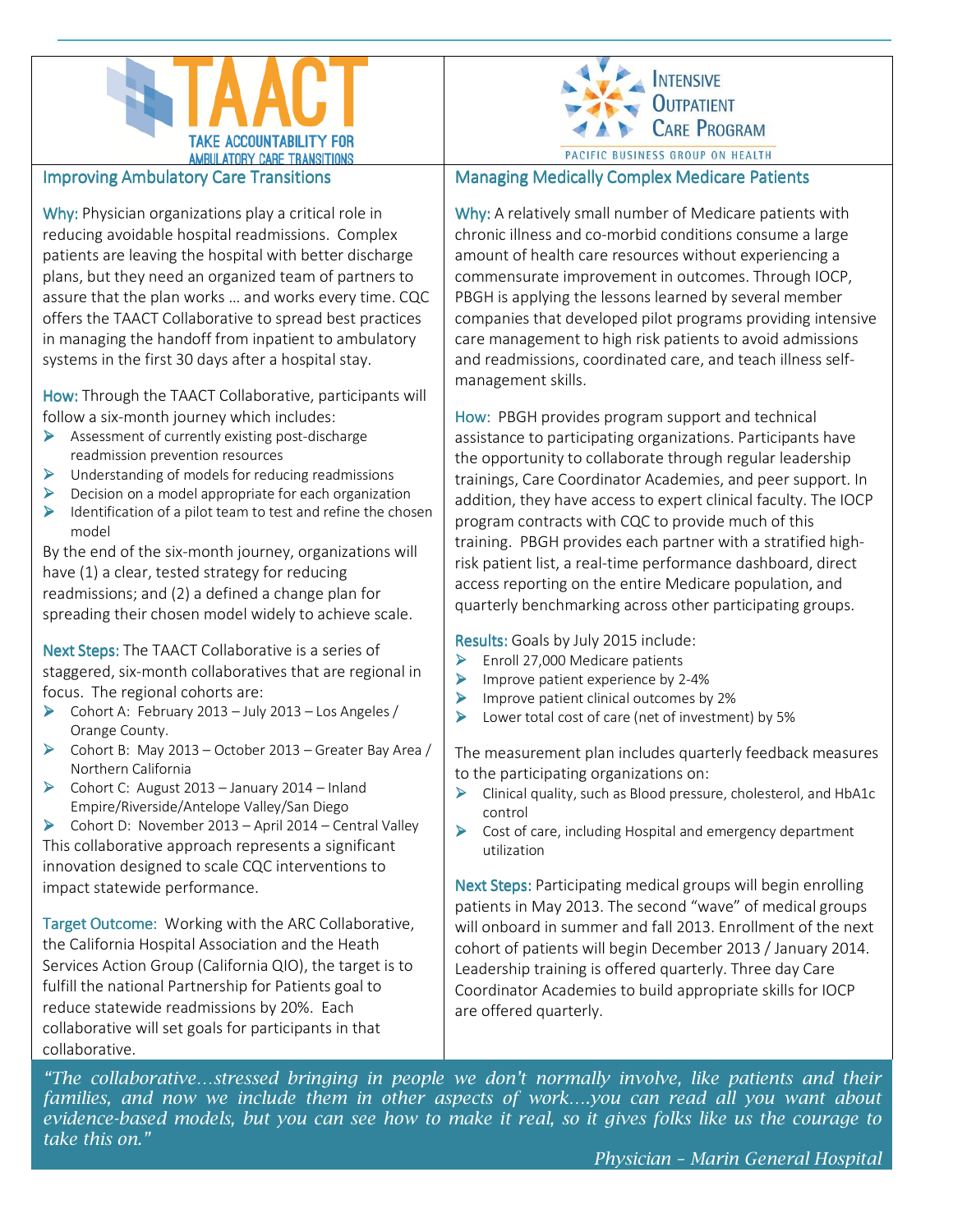## TAACT – Take Accountability for Ambulatory Care Transitions

### Improving Ambulatory Care Transitions

**Why:** Physician organizations play a critical role in reducing avoidable hospital readmissions. Complex patients are leaving the hospital with better discharge plans, but they need an organized team of partners to assure that the plan works … and works every time. CQC offers the TAACT Collaborative to spread best practices in managing the handoff from inpatient to ambulatory systems in the first 30 days after a hospital stay.

**How:** Through the TAACT Collaborative, participants will follow a six-month journey which includes:

- Assessment of currently existing post-discharge readmission prevention resources
- Understanding of models for reducing readmissions
- Decision on a model appropriate for each organization
- Identification of a pilot team to test and refine the chosen model

By the end of the six-month journey, organizations will have (1) a clear, tested strategy for reducing readmissions; and (2) a defined a change plan for spreading their chosen model widely to achieve scale.

**Next Steps:** The TAACT Collaborative is a series of staggered, six-month collaboratives that are regional in focus. The regional cohorts are:

- Cohort A: February 2013 – July 2013 – Los Angeles / Orange County.
- Cohort B: May 2013 – October 2013 – Greater Bay Area / Northern California
- Cohort C: August 2013 – January 2014 – Inland Empire/Riverside/Antelope Valley/San Diego
- Cohort D: November 2013 – April 2014 – Central Valley

This collaborative approach represents a significant innovation designed to scale CQC interventions to impact statewide performance.

**Target Outcome:** Working with the ARC Collaborative, the California Hospital Association and the Heath Services Action Group (California QIO), the target is to fulfill the national Partnership for Patients goal to reduce statewide readmissions by 20%. Each collaborative will set goals for participants in that collaborative.

## Intensive Outpatient Care Program – Pacific Business Group on Health

### Managing Medically Complex Medicare Patients

**Why:** A relatively small number of Medicare patients with chronic illness and co-morbid conditions consume a large amount of health care resources without experiencing a commensurate improvement in outcomes. Through IOCP, PBGH is applying the lessons learned by several member companies that developed pilot programs providing intensive care management to high risk patients to avoid admissions and readmissions, coordinated care, and teach illness self-management skills.

**How:** PBGH provides program support and technical assistance to participating organizations. Participants have the opportunity to collaborate through regular leadership trainings, Care Coordinator Academies, and peer support. In addition, they have access to expert clinical faculty. The IOCP program contracts with CQC to provide much of this training. PBGH provides each partner with a stratified high-risk patient list, a real-time performance dashboard, direct access reporting on the entire Medicare population, and quarterly benchmarking across other participating groups.

**Results:** Goals by July 2015 include:

- Enroll 27,000 Medicare patients
- Improve patient experience by 2-4%
- Improve patient clinical outcomes by 2%
- Lower total cost of care (net of investment) by 5%

The measurement plan includes quarterly feedback measures to the participating organizations on:

- Clinical quality, such as Blood pressure, cholesterol, and HbA1c control
- Cost of care, including Hospital and emergency department utilization

**Next Steps:** Participating medical groups will begin enrolling patients in May 2013. The second "wave" of medical groups will onboard in summer and fall 2013. Enrollment of the next cohort of patients will begin December 2013 / January 2014. Leadership training is offered quarterly. Three day Care Coordinator Academies to build appropriate skills for IOCP are offered quarterly.

*"The collaborative…stressed bringing in people we don't normally involve, like patients and their families, and now we include them in other aspects of work….you can read all you want about evidence-based models, but you can see how to make it real, so it gives folks like us the courage to take this on."*

*Physician – Marin General Hospital*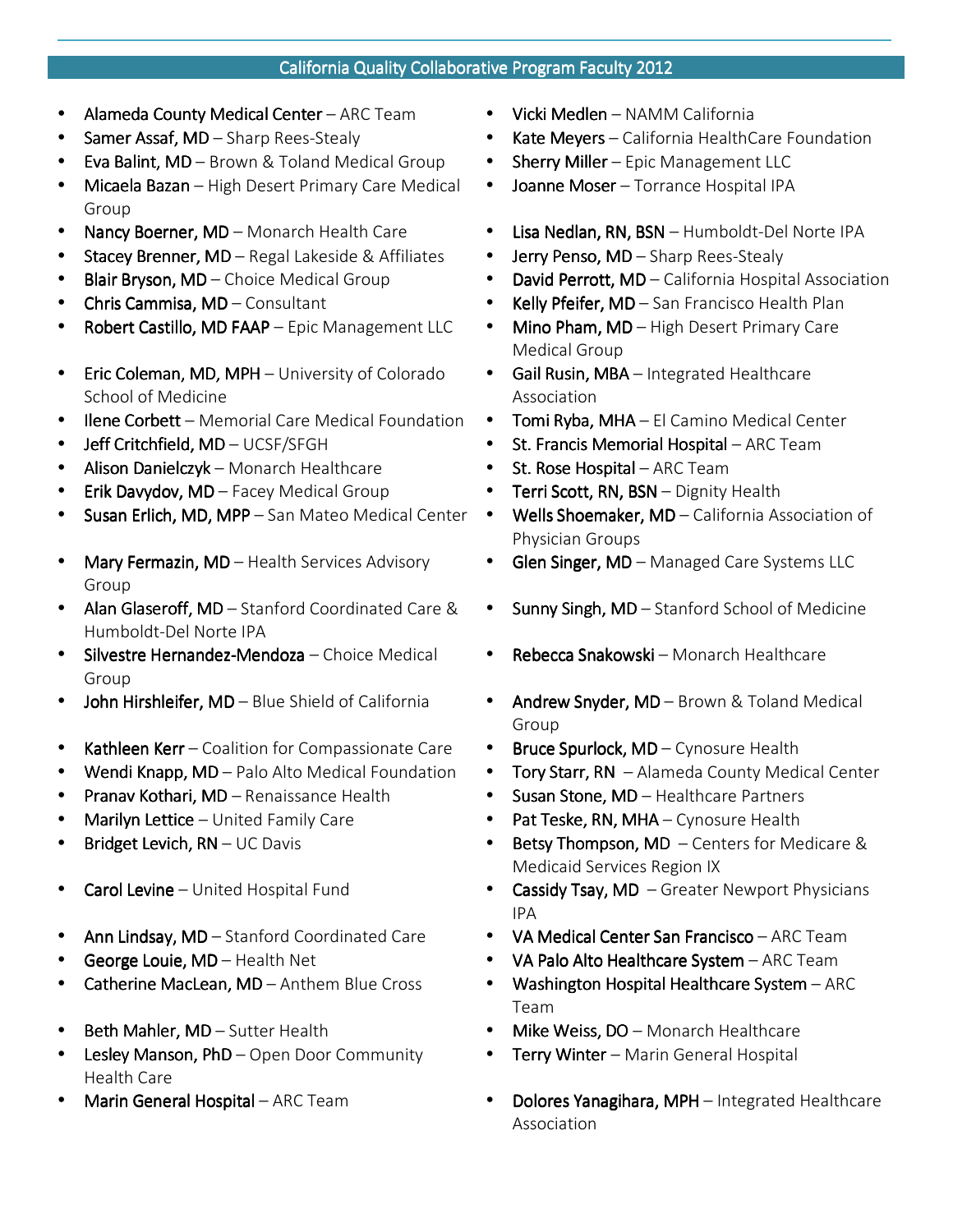## California Quality Collaborative Program Faculty 2012

- **Alameda County Medical Center** – ARC Team
- **Samer Assaf, MD** – Sharp Rees-Stealy
- **Eva Balint, MD** – Brown & Toland Medical Group
- **Micaela Bazan** – High Desert Primary Care Medical Group
- **Nancy Boerner, MD** – Monarch Health Care
- **Stacey Brenner, MD** – Regal Lakeside & Affiliates
- **Blair Bryson, MD** – Choice Medical Group
- **Chris Cammisa, MD** – Consultant
- **Robert Castillo, MD FAAP** – Epic Management LLC
- **Eric Coleman, MD, MPH** – University of Colorado School of Medicine
- **Ilene Corbett** – Memorial Care Medical Foundation
- **Jeff Critchfield, MD** – UCSF/SFGH
- **Alison Danielczyk** – Monarch Healthcare
- **Erik Davydov, MD** – Facey Medical Group
- **Susan Erlich, MD, MPP** – San Mateo Medical Center
- **Mary Fermazin, MD** – Health Services Advisory Group
- **Alan Glaseroff, MD** – Stanford Coordinated Care & Humboldt-Del Norte IPA
- **Silvestre Hernandez-Mendoza** – Choice Medical Group
- **John Hirshleifer, MD** – Blue Shield of California
- **Kathleen Kerr** – Coalition for Compassionate Care
- **Wendi Knapp, MD** – Palo Alto Medical Foundation
- **Pranav Kothari, MD** – Renaissance Health
- **Marilyn Lettice** – United Family Care
- **Bridget Levich, RN** – UC Davis
- **Carol Levine** – United Hospital Fund
- **Ann Lindsay, MD** – Stanford Coordinated Care
- **George Louie, MD** – Health Net
- **Catherine MacLean, MD** – Anthem Blue Cross
- **Beth Mahler, MD** – Sutter Health
- **Lesley Manson, PhD** – Open Door Community Health Care
- **Marin General Hospital** – ARC Team
- **Vicki Medlen** – NAMM California
- **Kate Meyers** – California HealthCare Foundation
- **Sherry Miller** – Epic Management LLC
- **Joanne Moser** – Torrance Hospital IPA
- **Lisa Nedlan, RN, BSN** – Humboldt-Del Norte IPA
- **Jerry Penso, MD** – Sharp Rees-Stealy
- **David Perrott, MD** – California Hospital Association
- **Kelly Pfeifer, MD** – San Francisco Health Plan
- **Mino Pham, MD** – High Desert Primary Care Medical Group
- **Gail Rusin, MBA** – Integrated Healthcare Association
- **Tomi Ryba, MHA** – El Camino Medical Center
- **St. Francis Memorial Hospital** – ARC Team
- **St. Rose Hospital** – ARC Team
- **Terri Scott, RN, BSN** – Dignity Health
- **Wells Shoemaker, MD** – California Association of Physician Groups
- **Glen Singer, MD** – Managed Care Systems LLC
- **Sunny Singh, MD** – Stanford School of Medicine
- **Rebecca Snakowski** – Monarch Healthcare
- **Andrew Snyder, MD** – Brown & Toland Medical Group
- **Bruce Spurlock, MD** – Cynosure Health
- **Tory Starr, RN** – Alameda County Medical Center
- **Susan Stone, MD** – Healthcare Partners
- **Pat Teske, RN, MHA** – Cynosure Health
- **Betsy Thompson, MD** – Centers for Medicare & Medicaid Services Region IX
- **Cassidy Tsay, MD** – Greater Newport Physicians IPA
- **VA Medical Center San Francisco** – ARC Team
- **VA Palo Alto Healthcare System** – ARC Team
- **Washington Hospital Healthcare System** – ARC Team
- **Mike Weiss, DO** – Monarch Healthcare
- **Terry Winter** – Marin General Hospital
- **Dolores Yanagihara, MPH** – Integrated Healthcare Association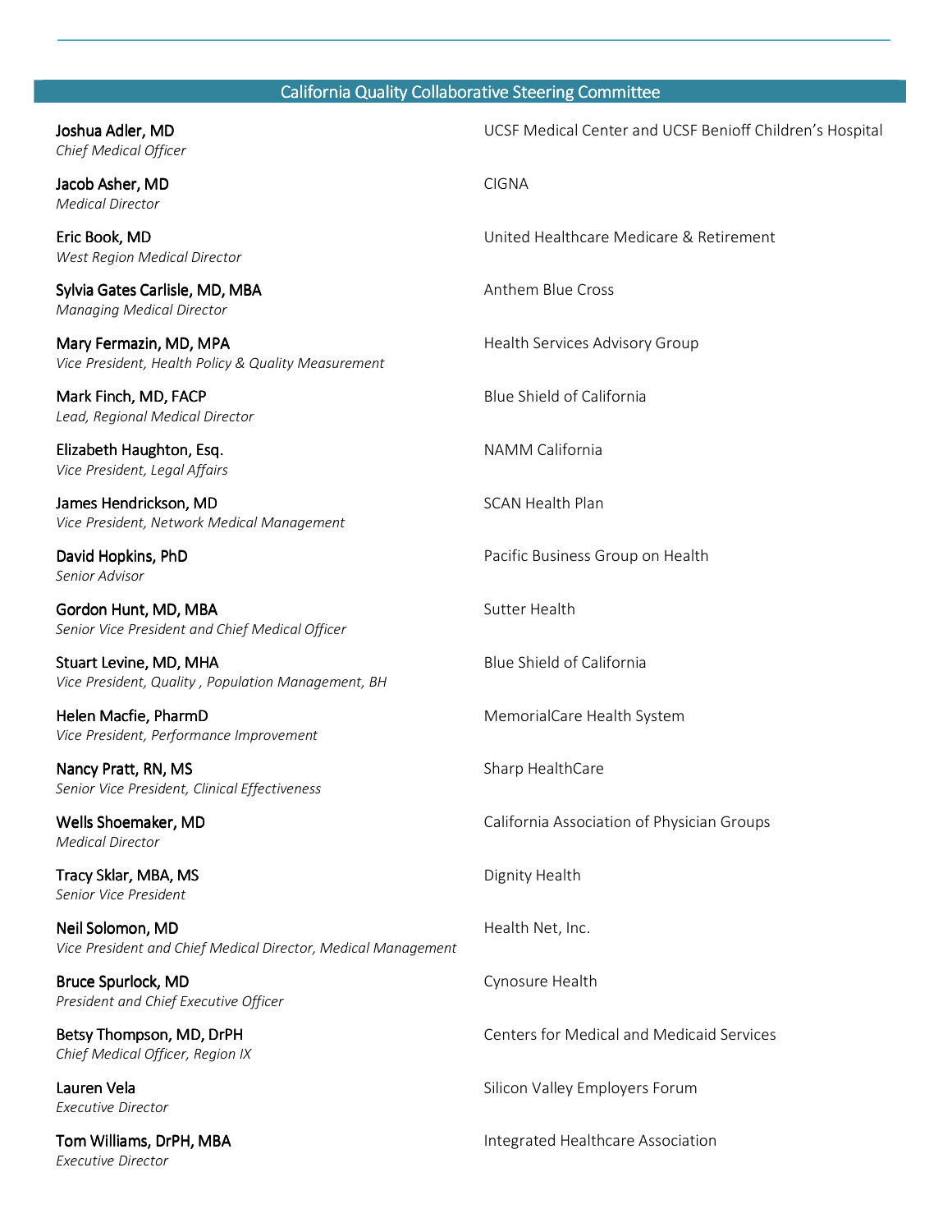## California Quality Collaborative Steering Committee

| Name / Title | Organization |
|---|---|
| **Joshua Adler, MD**<br>*Chief Medical Officer* | UCSF Medical Center and UCSF Benioff Children's Hospital |
| **Jacob Asher, MD**<br>*Medical Director* | CIGNA |
| **Eric Book, MD**<br>*West Region Medical Director* | United Healthcare Medicare & Retirement |
| **Sylvia Gates Carlisle, MD, MBA**<br>*Managing Medical Director* | Anthem Blue Cross |
| **Mary Fermazin, MD, MPA**<br>*Vice President, Health Policy & Quality Measurement* | Health Services Advisory Group |
| **Mark Finch, MD, FACP**<br>*Lead, Regional Medical Director* | Blue Shield of California |
| **Elizabeth Haughton, Esq.**<br>*Vice President, Legal Affairs* | NAMM California |
| **James Hendrickson, MD**<br>*Vice President, Network Medical Management* | SCAN Health Plan |
| **David Hopkins, PhD**<br>*Senior Advisor* | Pacific Business Group on Health |
| **Gordon Hunt, MD, MBA**<br>*Senior Vice President and Chief Medical Officer* | Sutter Health |
| **Stuart Levine, MD, MHA**<br>*Vice President, Quality , Population Management, BH* | Blue Shield of California |
| **Helen Macfie, PharmD**<br>*Vice President, Performance Improvement* | MemorialCare Health System |
| **Nancy Pratt, RN, MS**<br>*Senior Vice President, Clinical Effectiveness* | Sharp HealthCare |
| **Wells Shoemaker, MD**<br>*Medical Director* | California Association of Physician Groups |
| **Tracy Sklar, MBA, MS**<br>*Senior Vice President* | Dignity Health |
| **Neil Solomon, MD**<br>*Vice President and Chief Medical Director, Medical Management* | Health Net, Inc. |
| **Bruce Spurlock, MD**<br>*President and Chief Executive Officer* | Cynosure Health |
| **Betsy Thompson, MD, DrPH**<br>*Chief Medical Officer, Region IX* | Centers for Medical and Medicaid Services |
| **Lauren Vela**<br>*Executive Director* | Silicon Valley Employers Forum |
| **Tom Williams, DrPH, MBA**<br>*Executive Director* | Integrated Healthcare Association |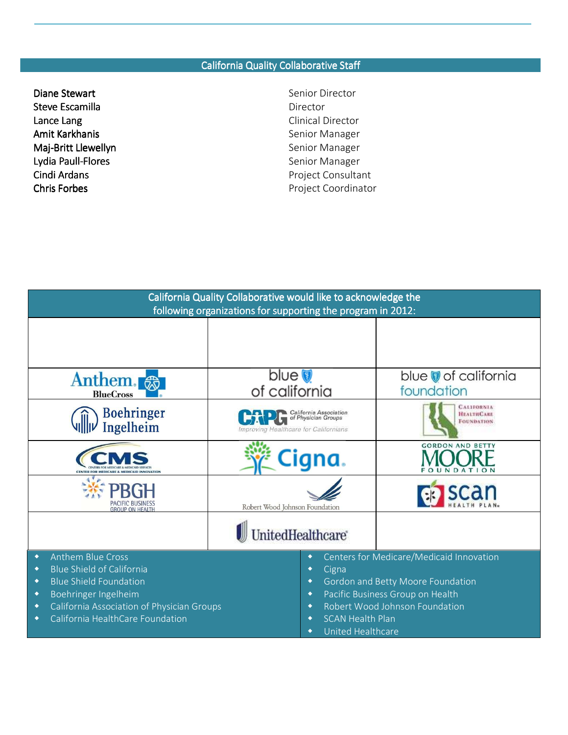## California Quality Collaborative Staff

| | |
|---|---|
| Diane Stewart | Senior Director |
| Steve Escamilla | Director |
| Lance Lang | Clinical Director |
| Amit Karkhanis | Senior Manager |
| Maj-Britt Llewellyn | Senior Manager |
| Lydia Paull-Flores | Senior Manager |
| Cindi Ardans | Project Consultant |
| Chris Forbes | Project Coordinator |

## California Quality Collaborative would like to acknowledge the following organizations for supporting the program in 2012:

- Anthem Blue Cross
- Blue Shield of California
- Blue Shield Foundation
- Boehringer Ingelheim
- California Association of Physician Groups
- California HealthCare Foundation
- Centers for Medicare/Medicaid Innovation
- Cigna
- Gordon and Betty Moore Foundation
- Pacific Business Group on Health
- Robert Wood Johnson Foundation
- SCAN Health Plan
- United Healthcare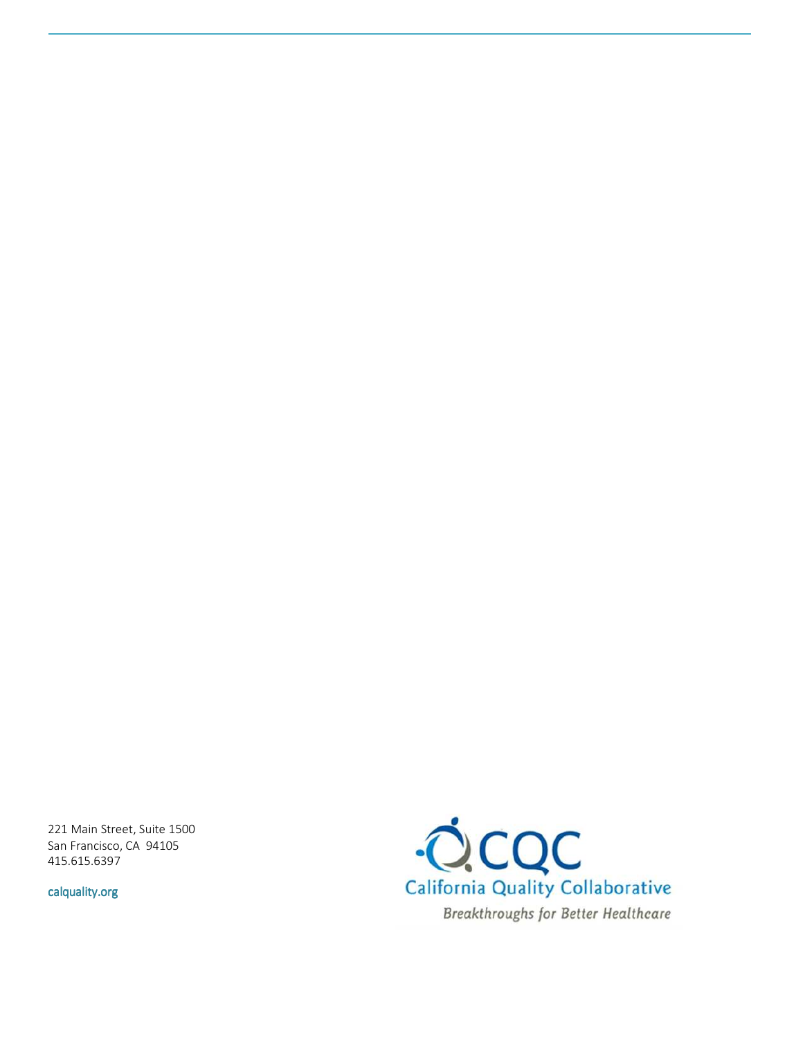221 Main Street, Suite 1500
San Francisco, CA 94105
415.615.6397

calquality.org

CQC
California Quality Collaborative
*Breakthroughs for Better Healthcare*